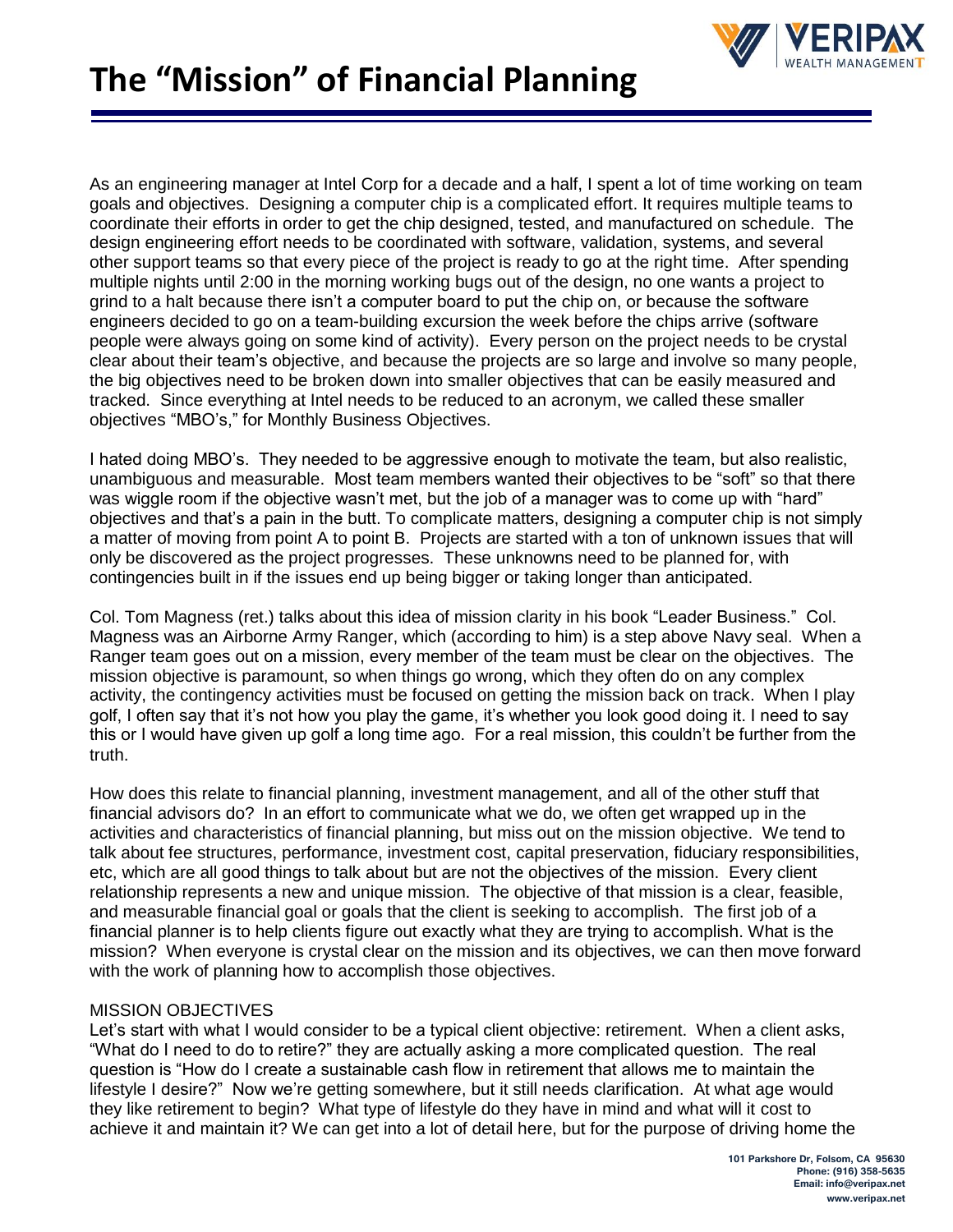# The "Mission" of Financial Planning

As an engineering manager at Intel Corp for a decade and a half, I spent a lot of time working on team goals and objectives. Designing a computer chip is a complicated effort. It requires multiple teams to coordinate their efforts in order to get the chip designed, tested, and manufactured on schedule. The design engineering effort needs to be coordinated with software, validation, systems, and several other support teams so that every piece of the project is ready to go at the right time. After spending multiple nights until 2:00 in the morning working bugs out of the design, no one wants a project to grind to a halt because there isn't a computer board to put the chip on, or because the software engineers decided to go on a team-building excursion the week before the chips arrive (software people were always going on some kind of activity). Every person on the project needs to be crystal clear about their team's objective, and because the projects are so large and involve so many people, the big objectives need to be broken down into smaller objectives that can be easily measured and tracked. Since everything at Intel needs to be reduced to an acronym, we called these smaller objectives "MBO's," for Monthly Business Objectives.

I hated doing MBO's. They needed to be aggressive enough to motivate the team, but also realistic, unambiguous and measurable. Most team members wanted their objectives to be "soft" so that there was wiggle room if the objective wasn't met, but the job of a manager was to come up with "hard" objectives and that's a pain in the butt. To complicate matters, designing a computer chip is not simply a matter of moving from point A to point B. Projects are started with a ton of unknown issues that will only be discovered as the project progresses. These unknowns need to be planned for, with contingencies built in if the issues end up being bigger or taking longer than anticipated.

Col. Tom Magness (ret.) talks about this idea of mission clarity in his book "Leader Business." Col. Magness was an Airborne Army Ranger, which (according to him) is a step above Navy seal. When a Ranger team goes out on a mission, every member of the team must be clear on the objectives. The mission objective is paramount, so when things go wrong, which they often do on any complex activity, the contingency activities must be focused on getting the mission back on track. When I play golf, I often say that it's not how you play the game, it's whether you look good doing it. I need to say this or I would have given up golf a long time ago. For a real mission, this couldn't be further from the truth.

How does this relate to financial planning, investment management, and all of the other stuff that financial advisors do? In an effort to communicate what we do, we often get wrapped up in the activities and characteristics of financial planning, but miss out on the mission objective. We tend to talk about fee structures, performance, investment cost, capital preservation, fiduciary responsibilities, etc, which are all good things to talk about but are not the objectives of the mission. Every client relationship represents a new and unique mission. The objective of that mission is a clear, feasible, and measurable financial goal or goals that the client is seeking to accomplish. The first job of a financial planner is to help clients figure out exactly what they are trying to accomplish. What is the mission? When everyone is crystal clear on the mission and its objectives, we can then move forward with the work of planning how to accomplish those objectives.

## MISSION OBJECTIVES

Let's start with what I would consider to be a typical client objective: retirement. When a client asks, "What do I need to do to retire?" they are actually asking a more complicated question. The real question is "How do I create a sustainable cash flow in retirement that allows me to maintain the lifestyle I desire?" Now we're getting somewhere, but it still needs clarification. At what age would they like retirement to begin? What type of lifestyle do they have in mind and what will it cost to achieve it and maintain it? We can get into a lot of detail here, but for the purpose of driving home the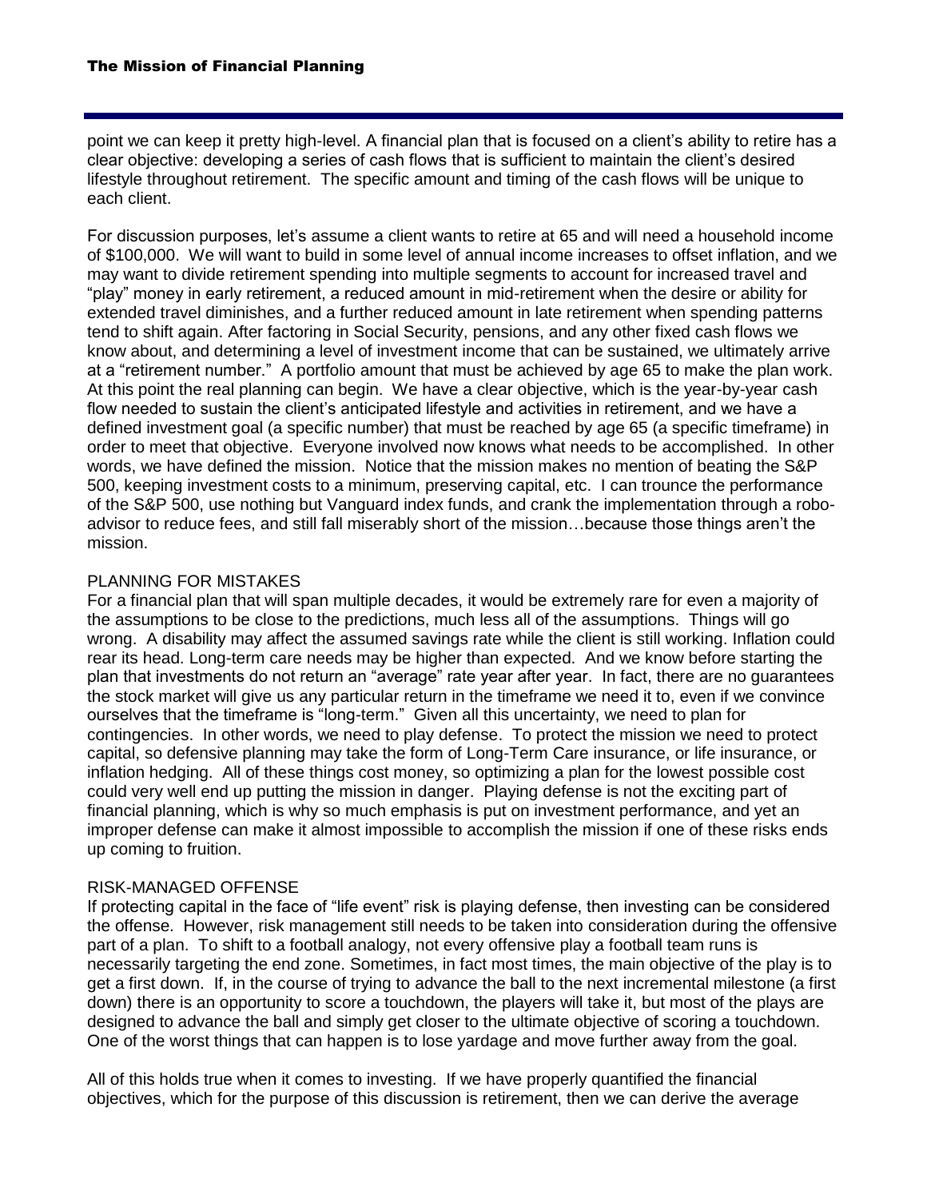point we can keep it pretty high-level. A financial plan that is focused on a client's ability to retire has a clear objective: developing a series of cash flows that is sufficient to maintain the client's desired lifestyle throughout retirement. The specific amount and timing of the cash flows will be unique to each client.

For discussion purposes, let's assume a client wants to retire at 65 and will need a household income of $100,000. We will want to build in some level of annual income increases to offset inflation, and we may want to divide retirement spending into multiple segments to account for increased travel and "play" money in early retirement, a reduced amount in mid-retirement when the desire or ability for extended travel diminishes, and a further reduced amount in late retirement when spending patterns tend to shift again. After factoring in Social Security, pensions, and any other fixed cash flows we know about, and determining a level of investment income that can be sustained, we ultimately arrive at a "retirement number." A portfolio amount that must be achieved by age 65 to make the plan work. At this point the real planning can begin. We have a clear objective, which is the year-by-year cash flow needed to sustain the client's anticipated lifestyle and activities in retirement, and we have a defined investment goal (a specific number) that must be reached by age 65 (a specific timeframe) in order to meet that objective. Everyone involved now knows what needs to be accomplished. In other words, we have defined the mission. Notice that the mission makes no mention of beating the S&P 500, keeping investment costs to a minimum, preserving capital, etc. I can trounce the performance of the S&P 500, use nothing but Vanguard index funds, and crank the implementation through a robo-advisor to reduce fees, and still fall miserably short of the mission…because those things aren't the mission.

## PLANNING FOR MISTAKES

For a financial plan that will span multiple decades, it would be extremely rare for even a majority of the assumptions to be close to the predictions, much less all of the assumptions. Things will go wrong. A disability may affect the assumed savings rate while the client is still working. Inflation could rear its head. Long-term care needs may be higher than expected. And we know before starting the plan that investments do not return an "average" rate year after year. In fact, there are no guarantees the stock market will give us any particular return in the timeframe we need it to, even if we convince ourselves that the timeframe is "long-term." Given all this uncertainty, we need to plan for contingencies. In other words, we need to play defense. To protect the mission we need to protect capital, so defensive planning may take the form of Long-Term Care insurance, or life insurance, or inflation hedging. All of these things cost money, so optimizing a plan for the lowest possible cost could very well end up putting the mission in danger. Playing defense is not the exciting part of financial planning, which is why so much emphasis is put on investment performance, and yet an improper defense can make it almost impossible to accomplish the mission if one of these risks ends up coming to fruition.

## RISK-MANAGED OFFENSE

If protecting capital in the face of "life event" risk is playing defense, then investing can be considered the offense. However, risk management still needs to be taken into consideration during the offensive part of a plan. To shift to a football analogy, not every offensive play a football team runs is necessarily targeting the end zone. Sometimes, in fact most times, the main objective of the play is to get a first down. If, in the course of trying to advance the ball to the next incremental milestone (a first down) there is an opportunity to score a touchdown, the players will take it, but most of the plays are designed to advance the ball and simply get closer to the ultimate objective of scoring a touchdown. One of the worst things that can happen is to lose yardage and move further away from the goal.

All of this holds true when it comes to investing. If we have properly quantified the financial objectives, which for the purpose of this discussion is retirement, then we can derive the average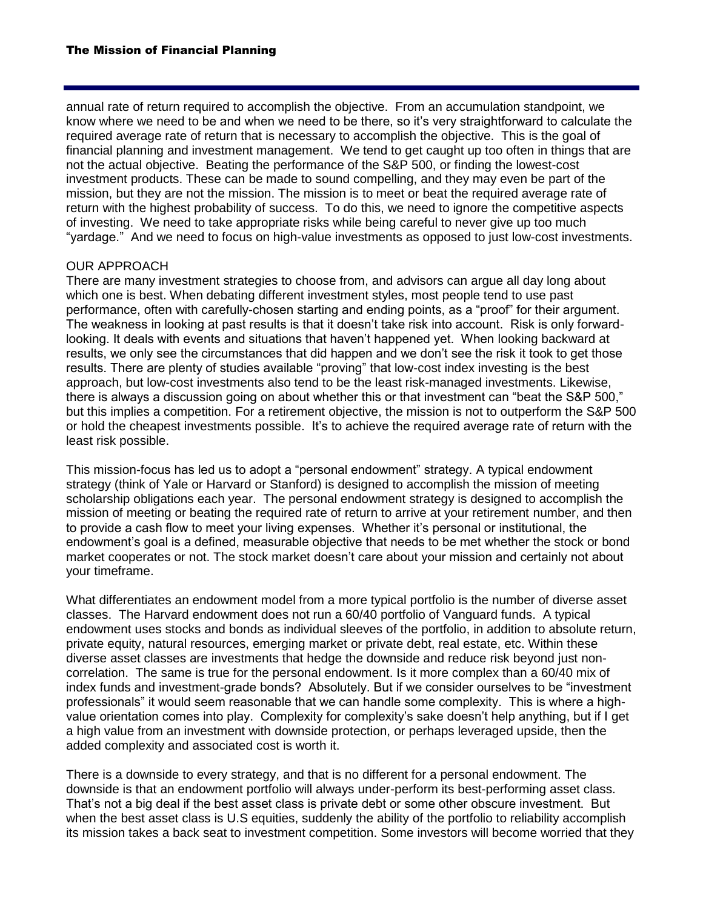annual rate of return required to accomplish the objective. From an accumulation standpoint, we know where we need to be and when we need to be there, so it's very straightforward to calculate the required average rate of return that is necessary to accomplish the objective. This is the goal of financial planning and investment management. We tend to get caught up too often in things that are not the actual objective. Beating the performance of the S&P 500, or finding the lowest-cost investment products. These can be made to sound compelling, and they may even be part of the mission, but they are not the mission. The mission is to meet or beat the required average rate of return with the highest probability of success. To do this, we need to ignore the competitive aspects of investing. We need to take appropriate risks while being careful to never give up too much "yardage." And we need to focus on high-value investments as opposed to just low-cost investments.

## OUR APPROACH

There are many investment strategies to choose from, and advisors can argue all day long about which one is best. When debating different investment styles, most people tend to use past performance, often with carefully-chosen starting and ending points, as a "proof" for their argument. The weakness in looking at past results is that it doesn't take risk into account. Risk is only forward-looking. It deals with events and situations that haven't happened yet. When looking backward at results, we only see the circumstances that did happen and we don't see the risk it took to get those results. There are plenty of studies available "proving" that low-cost index investing is the best approach, but low-cost investments also tend to be the least risk-managed investments. Likewise, there is always a discussion going on about whether this or that investment can "beat the S&P 500," but this implies a competition. For a retirement objective, the mission is not to outperform the S&P 500 or hold the cheapest investments possible. It's to achieve the required average rate of return with the least risk possible.

This mission-focus has led us to adopt a "personal endowment" strategy. A typical endowment strategy (think of Yale or Harvard or Stanford) is designed to accomplish the mission of meeting scholarship obligations each year. The personal endowment strategy is designed to accomplish the mission of meeting or beating the required rate of return to arrive at your retirement number, and then to provide a cash flow to meet your living expenses. Whether it's personal or institutional, the endowment's goal is a defined, measurable objective that needs to be met whether the stock or bond market cooperates or not. The stock market doesn't care about your mission and certainly not about your timeframe.

What differentiates an endowment model from a more typical portfolio is the number of diverse asset classes. The Harvard endowment does not run a 60/40 portfolio of Vanguard funds. A typical endowment uses stocks and bonds as individual sleeves of the portfolio, in addition to absolute return, private equity, natural resources, emerging market or private debt, real estate, etc. Within these diverse asset classes are investments that hedge the downside and reduce risk beyond just non-correlation. The same is true for the personal endowment. Is it more complex than a 60/40 mix of index funds and investment-grade bonds? Absolutely. But if we consider ourselves to be "investment professionals" it would seem reasonable that we can handle some complexity. This is where a high-value orientation comes into play. Complexity for complexity's sake doesn't help anything, but if I get a high value from an investment with downside protection, or perhaps leveraged upside, then the added complexity and associated cost is worth it.

There is a downside to every strategy, and that is no different for a personal endowment. The downside is that an endowment portfolio will always under-perform its best-performing asset class. That's not a big deal if the best asset class is private debt or some other obscure investment. But when the best asset class is U.S equities, suddenly the ability of the portfolio to reliability accomplish its mission takes a back seat to investment competition. Some investors will become worried that they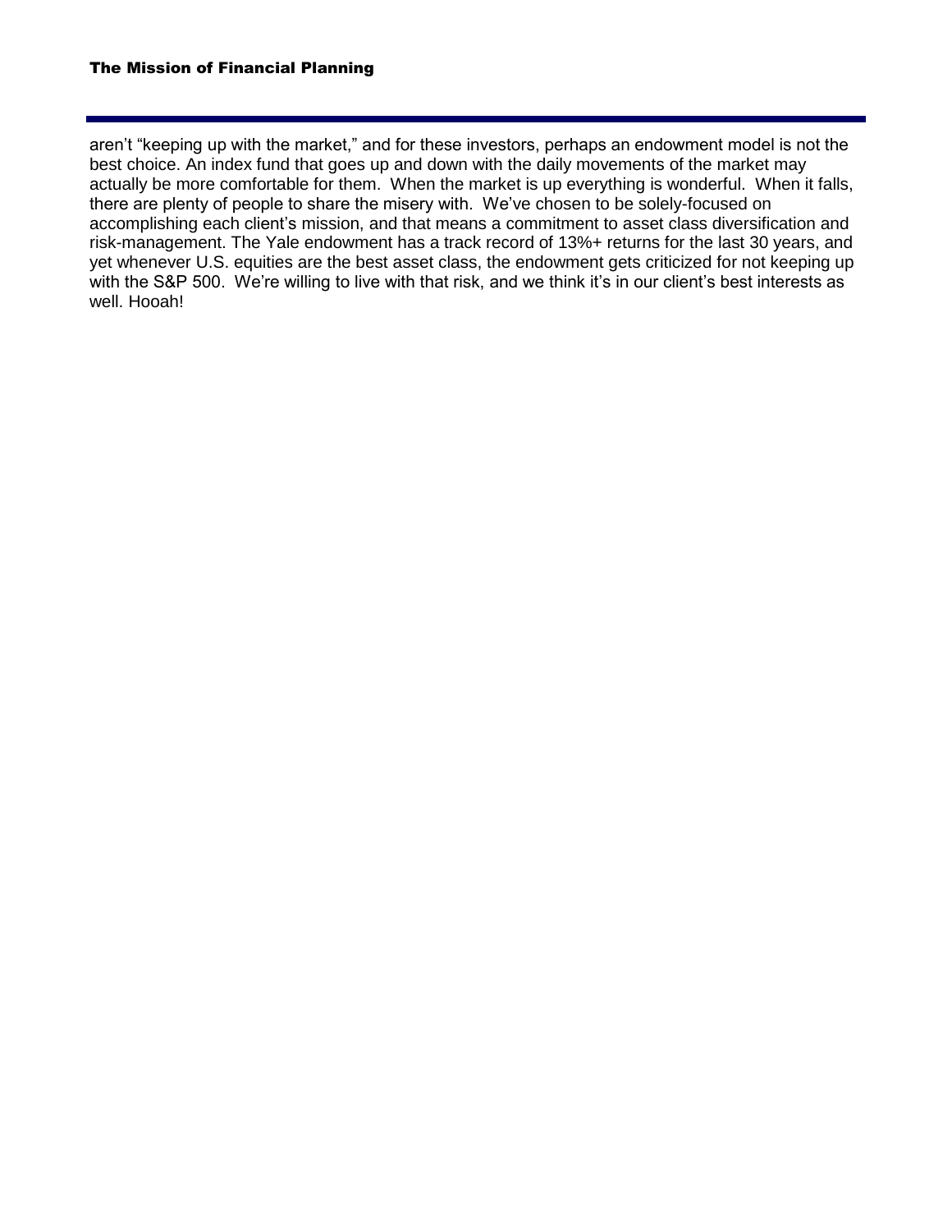aren't "keeping up with the market," and for these investors, perhaps an endowment model is not the best choice. An index fund that goes up and down with the daily movements of the market may actually be more comfortable for them. When the market is up everything is wonderful. When it falls, there are plenty of people to share the misery with. We've chosen to be solely-focused on accomplishing each client's mission, and that means a commitment to asset class diversification and risk-management. The Yale endowment has a track record of 13%+ returns for the last 30 years, and yet whenever U.S. equities are the best asset class, the endowment gets criticized for not keeping up with the S&P 500. We're willing to live with that risk, and we think it's in our client's best interests as well. Hooah!